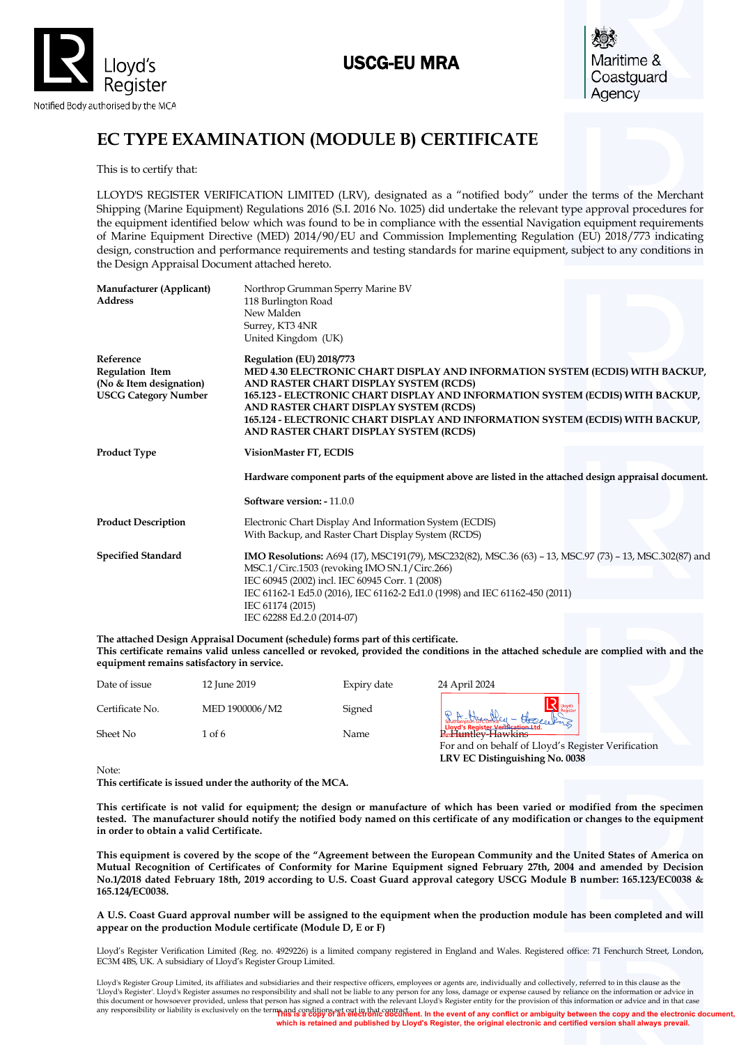Lloyd's Register

Notified Body authorised by the MCA

**USCG-EU MRA**

Maritime & Coastguard Agency

# EC TYPE EXAMINATION (MODULE B) CERTIFICATE

This is to certify that:

LLOYD'S REGISTER VERIFICATION LIMITED (LRV), designated as a "notified body" under the terms of the Merchant Shipping (Marine Equipment) Regulations 2016 (S.I. 2016 No. 1025) did undertake the relevant type approval procedures for the equipment identified below which was found to be in compliance with the essential Navigation equipment requirements of Marine Equipment Directive (MED) 2014/90/EU and Commission Implementing Regulation (EU) 2018/773 indicating design, construction and performance requirements and testing standards for marine equipment, subject to any conditions in the Design Appraisal Document attached hereto.

| | |
|---|---|
| **Manufacturer (Applicant)** | Northrop Grumman Sperry Marine BV |
| **Address** | 118 Burlington Road<br>New Malden<br>Surrey, KT3 4NR<br>United Kingdom (UK) |
| **Reference**<br>**Regulation Item**<br>**(No & Item designation)**<br>**USCG Category Number** | **Regulation (EU) 2018/773**<br>**MED 4.30 ELECTRONIC CHART DISPLAY AND INFORMATION SYSTEM (ECDIS) WITH BACKUP, AND RASTER CHART DISPLAY SYSTEM (RCDS)**<br>**165.123 - ELECTRONIC CHART DISPLAY AND INFORMATION SYSTEM (ECDIS) WITH BACKUP, AND RASTER CHART DISPLAY SYSTEM (RCDS)**<br>**165.124 - ELECTRONIC CHART DISPLAY AND INFORMATION SYSTEM (ECDIS) WITH BACKUP, AND RASTER CHART DISPLAY SYSTEM (RCDS)** |
| **Product Type** | **VisionMaster FT, ECDIS**<br><br>**Hardware component parts of the equipment above are listed in the attached design appraisal document.**<br><br>**Software version: -** 11.0.0 |
| **Product Description** | Electronic Chart Display And Information System (ECDIS)<br>With Backup, and Raster Chart Display System (RCDS) |
| **Specified Standard** | **IMO Resolutions:** A694 (17), MSC191(79), MSC232(82), MSC.36 (63) – 13, MSC.97 (73) – 13, MSC.302(87) and MSC.1/Circ.1503 (revoking IMO SN.1/Circ.266)<br>IEC 60945 (2002) incl. IEC 60945 Corr. 1 (2008)<br>IEC 61162-1 Ed5.0 (2016), IEC 61162-2 Ed1.0 (1998) and IEC 61162-450 (2011)<br>IEC 61174 (2015)<br>IEC 62288 Ed.2.0 (2014-07) |

**The attached Design Appraisal Document (schedule) forms part of this certificate.**
**This certificate remains valid unless cancelled or revoked, provided the conditions in the attached schedule are complied with and the equipment remains satisfactory in service.**

| | | | |
|---|---|---|---|
| Date of issue | 12 June 2019 | Expiry date | 24 April 2024 |
| Certificate No. | MED 1900006/M2 | Signed | Lloyd's Register Verification Ltd. |
| Sheet No | 1 of 6 | Name | P Huntley-Hawkins<br>For and on behalf of Lloyd's Register Verification<br>**LRV EC Distinguishing No. 0038** |

Note:
**This certificate is issued under the authority of the MCA.**

**This certificate is not valid for equipment; the design or manufacture of which has been varied or modified from the specimen tested. The manufacturer should notify the notified body named on this certificate of any modification or changes to the equipment in order to obtain a valid Certificate.**

**This equipment is covered by the scope of the "Agreement between the European Community and the United States of America on Mutual Recognition of Certificates of Conformity for Marine Equipment signed February 27th, 2004 and amended by Decision No.1/2018 dated February 18th, 2019 according to U.S. Coast Guard approval category USCG Module B number: 165.123/EC0038 & 165.124/EC0038.**

**A U.S. Coast Guard approval number will be assigned to the equipment when the production module has been completed and will appear on the production Module certificate (Module D, E or F)**

Lloyd's Register Verification Limited (Reg. no. 4929226) is a limited company registered in England and Wales. Registered office: 71 Fenchurch Street, London, EC3M 4BS, UK. A subsidiary of Lloyd's Register Group Limited.

Lloyd's Register Group Limited, its affiliates and subsidiaries and their respective officers, employees or agents are, individually and collectively, referred to in this clause as the 'Lloyd's Register'. Lloyd's Register assumes no responsibility and shall not be liable to any person for any loss, damage or expense caused by reliance on the information or advice in this document or howsoever provided, unless that person has signed a contract with the relevant Lloyd's Register entity for the provision of this information or advice and in that case any responsibility or liability is exclusively on the terms and conditions set out in that contract.

**This is a copy of an electronic document. In the event of any conflict or ambiguity between the copy and the electronic document, which is retained and published by Lloyd's Register, the original electronic and certified version shall always prevail.**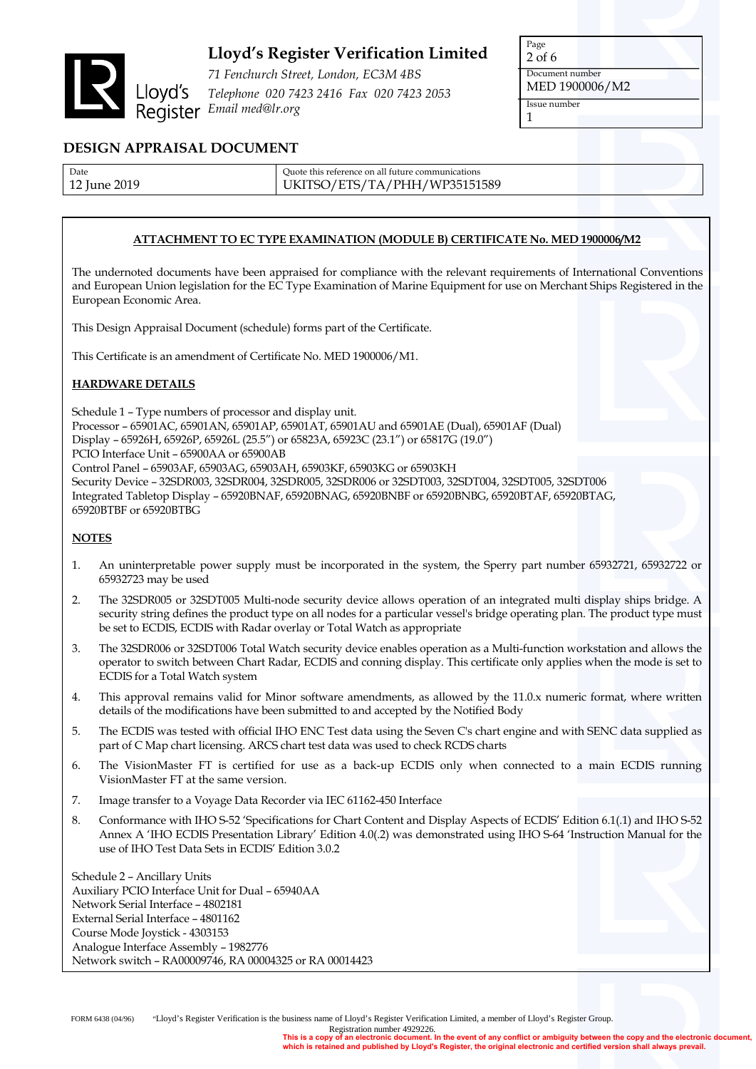# Lloyd's Register Verification Limited

*71 Fenchurch Street, London, EC3M 4BS*
*Telephone 020 7423 2416 Fax 020 7423 2053*
*Email med@lr.org*

| Page | Document number | Issue number |
|---|---|---|
| 2 of 6 | MED 1900006/M2 | 1 |

## DESIGN APPRAISAL DOCUMENT

| Date | Quote this reference on all future communications |
|---|---|
| 12 June 2019 | UKITSO/ETS/TA/PHH/WP35151589 |

**ATTACHMENT TO EC TYPE EXAMINATION (MODULE B) CERTIFICATE No. MED 1900006/M2**

The undernoted documents have been appraised for compliance with the relevant requirements of International Conventions and European Union legislation for the EC Type Examination of Marine Equipment for use on Merchant Ships Registered in the European Economic Area.

This Design Appraisal Document (schedule) forms part of the Certificate.

This Certificate is an amendment of Certificate No. MED 1900006/M1.

**HARDWARE DETAILS**

Schedule 1 – Type numbers of processor and display unit.
Processor – 65901AC, 65901AN, 65901AP, 65901AT, 65901AU and 65901AE (Dual), 65901AF (Dual)
Display – 65926H, 65926P, 65926L (25.5") or 65823A, 65923C (23.1") or 65817G (19.0")
PCIO Interface Unit – 65900AA or 65900AB
Control Panel – 65903AF, 65903AG, 65903AH, 65903KF, 65903KG or 65903KH
Security Device – 32SDR003, 32SDR004, 32SDR005, 32SDR006 or 32SDT003, 32SDT004, 32SDT005, 32SDT006
Integrated Tabletop Display – 65920BNAF, 65920BNAG, 65920BNBF or 65920BNBG, 65920BTAF, 65920BTAG, 65920BTBF or 65920BTBG

**NOTES**

1. An uninterpretable power supply must be incorporated in the system, the Sperry part number 65932721, 65932722 or 65932723 may be used
2. The 32SDR005 or 32SDT005 Multi-node security device allows operation of an integrated multi display ships bridge. A security string defines the product type on all nodes for a particular vessel's bridge operating plan. The product type must be set to ECDIS, ECDIS with Radar overlay or Total Watch as appropriate
3. The 32SDR006 or 32SDT006 Total Watch security device enables operation as a Multi-function workstation and allows the operator to switch between Chart Radar, ECDIS and conning display. This certificate only applies when the mode is set to ECDIS for a Total Watch system
4. This approval remains valid for Minor software amendments, as allowed by the 11.0.x numeric format, where written details of the modifications have been submitted to and accepted by the Notified Body
5. The ECDIS was tested with official IHO ENC Test data using the Seven C's chart engine and with SENC data supplied as part of C Map chart licensing. ARCS chart test data was used to check RCDS charts
6. The VisionMaster FT is certified for use as a back-up ECDIS only when connected to a main ECDIS running VisionMaster FT at the same version.
7. Image transfer to a Voyage Data Recorder via IEC 61162-450 Interface
8. Conformance with IHO S-52 'Specifications for Chart Content and Display Aspects of ECDIS' Edition 6.1(.1) and IHO S-52 Annex A 'IHO ECDIS Presentation Library' Edition 4.0(.2) was demonstrated using IHO S-64 'Instruction Manual for the use of IHO Test Data Sets in ECDIS' Edition 3.0.2

Schedule 2 – Ancillary Units
Auxiliary PCIO Interface Unit for Dual – 65940AA
Network Serial Interface – 4802181
External Serial Interface – 4801162
Course Mode Joystick - 4303153
Analogue Interface Assembly – 1982776
Network switch – RA00009746, RA 00004325 or RA 00014423

FORM 6438 (04/96) "Lloyd's Register Verification is the business name of Lloyd's Register Verification Limited, a member of Lloyd's Register Group. Registration number 4929226.

**This is a copy of an electronic document. In the event of any conflict or ambiguity between the copy and the electronic document, which is retained and published by Lloyd's Register, the original electronic and certified version shall always prevail.**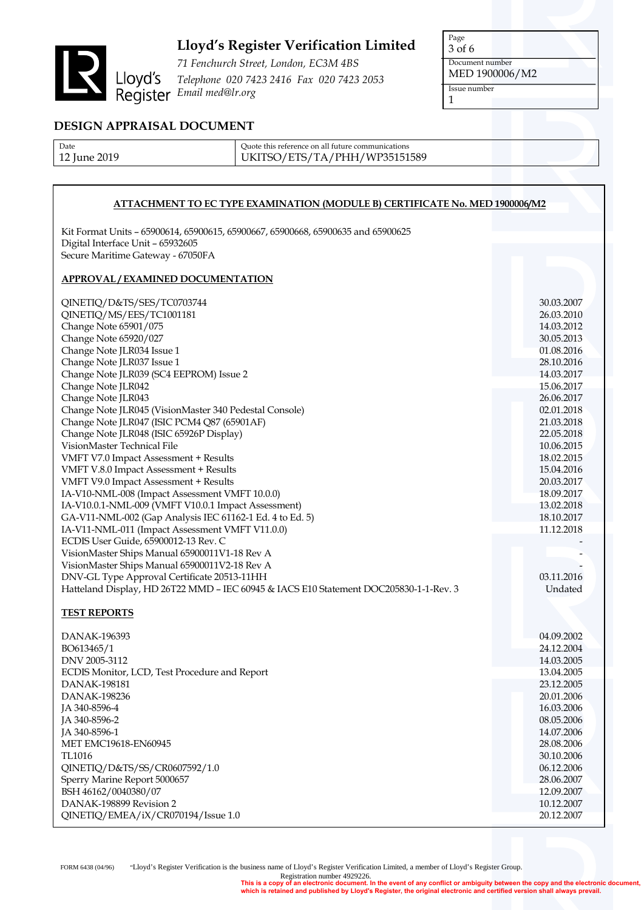# Lloyd's Register Verification Limited

*71 Fenchurch Street, London, EC3M 4BS*
*Telephone 020 7423 2416 Fax 020 7423 2053*
*Email med@lr.org*

| Page | Document number | Issue number |
|---|---|---|
| 3 of 6 | MED 1900006/M2 | 1 |

## DESIGN APPRAISAL DOCUMENT

| Date | Quote this reference on all future communications |
|---|---|
| 12 June 2019 | UKITSO/ETS/TA/PHH/WP35151589 |

**ATTACHMENT TO EC TYPE EXAMINATION (MODULE B) CERTIFICATE No. MED 1900006/M2**

Kit Format Units – 65900614, 65900615, 65900667, 65900668, 65900635 and 65900625
Digital Interface Unit – 65932605
Secure Maritime Gateway - 67050FA

**APPROVAL / EXAMINED DOCUMENTATION**

| Document | Date |
|---|---|
| QINETIQ/D&TS/SES/TC0703744 | 30.03.2007 |
| QINETIQ/MS/EES/TC1001181 | 26.03.2010 |
| Change Note 65901/075 | 14.03.2012 |
| Change Note 65920/027 | 30.05.2013 |
| Change Note JLR034 Issue 1 | 01.08.2016 |
| Change Note JLR037 Issue 1 | 28.10.2016 |
| Change Note JLR039 (SC4 EEPROM) Issue 2 | 14.03.2017 |
| Change Note JLR042 | 15.06.2017 |
| Change Note JLR043 | 26.06.2017 |
| Change Note JLR045 (VisionMaster 340 Pedestal Console) | 02.01.2018 |
| Change Note JLR047 (ISIC PCM4 Q87 (65901AF) | 21.03.2018 |
| Change Note JLR048 (ISIC 65926P Display) | 22.05.2018 |
| VisionMaster Technical File | 10.06.2015 |
| VMFT V7.0 Impact Assessment + Results | 18.02.2015 |
| VMFT V.8.0 Impact Assessment + Results | 15.04.2016 |
| VMFT V9.0 Impact Assessment + Results | 20.03.2017 |
| IA-V10-NML-008 (Impact Assessment VMFT 10.0.0) | 18.09.2017 |
| IA-V10.0.1-NML-009 (VMFT V10.0.1 Impact Assessment) | 13.02.2018 |
| GA-V11-NML-002 (Gap Analysis IEC 61162-1 Ed. 4 to Ed. 5) | 18.10.2017 |
| IA-V11-NML-011 (Impact Assessment VMFT V11.0.0) | 11.12.2018 |
| ECDIS User Guide, 65900012-13 Rev. C | - |
| VisionMaster Ships Manual 65900011V1-18 Rev A | - |
| VisionMaster Ships Manual 65900011V2-18 Rev A | - |
| DNV-GL Type Approval Certificate 20513-11HH | 03.11.2016 |
| Hatteland Display, HD 26T22 MMD – IEC 60945 & IACS E10 Statement DOC205830-1-1-Rev. 3 | Undated |

**TEST REPORTS**

| Report | Date |
|---|---|
| DANAK-196393 | 04.09.2002 |
| BO613465/1 | 24.12.2004 |
| DNV 2005-3112 | 14.03.2005 |
| ECDIS Monitor, LCD, Test Procedure and Report | 13.04.2005 |
| DANAK-198181 | 23.12.2005 |
| DANAK-198236 | 20.01.2006 |
| JA 340-8596-4 | 16.03.2006 |
| JA 340-8596-2 | 08.05.2006 |
| JA 340-8596-1 | 14.07.2006 |
| MET EMC19618-EN60945 | 28.08.2006 |
| TL1016 | 30.10.2006 |
| QINETIQ/D&TS/SS/CR0607592/1.0 | 06.12.2006 |
| Sperry Marine Report 5000657 | 28.06.2007 |
| BSH 46162/0040380/07 | 12.09.2007 |
| DANAK-198899 Revision 2 | 10.12.2007 |
| QINETIQ/EMEA/iX/CR070194/Issue 1.0 | 20.12.2007 |

FORM 6438 (04/96) "Lloyd's Register Verification is the business name of Lloyd's Register Verification Limited, a member of Lloyd's Register Group. Registration number 4929226.

**This is a copy of an electronic document. In the event of any conflict or ambiguity between the copy and the electronic document, which is retained and published by Lloyd's Register, the original electronic and certified version shall always prevail.**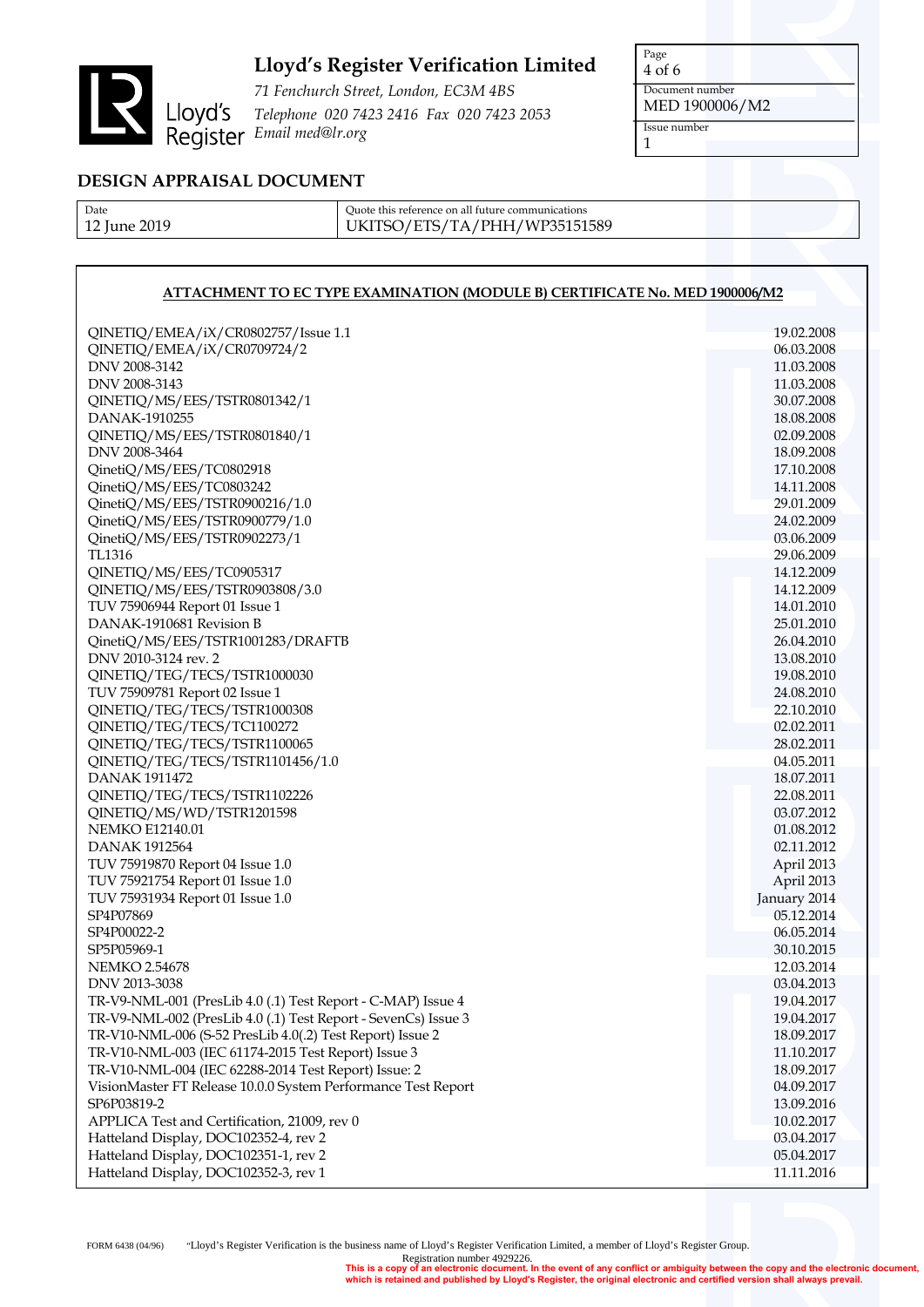# Lloyd's Register Verification Limited

*71 Fenchurch Street, London, EC3M 4BS*
*Telephone 020 7423 2416 Fax 020 7423 2053*
*Email med@lr.org*

| Page | Document number | Issue number |
|---|---|---|
| 4 of 6 | MED 1900006/M2 | 1 |

## DESIGN APPRAISAL DOCUMENT

| Date | Quote this reference on all future communications |
|---|---|
| 12 June 2019 | UKITSO/ETS/TA/PHH/WP35151589 |

### ATTACHMENT TO EC TYPE EXAMINATION (MODULE B) CERTIFICATE No. MED 1900006/M2

| | |
|---|---|
| QINETIQ/EMEA/iX/CR0802757/Issue 1.1 | 19.02.2008 |
| QINETIQ/EMEA/iX/CR0709724/2 | 06.03.2008 |
| DNV 2008-3142 | 11.03.2008 |
| DNV 2008-3143 | 11.03.2008 |
| QINETIQ/MS/EES/TSTR0801342/1 | 30.07.2008 |
| DANAK-1910255 | 18.08.2008 |
| QINETIQ/MS/EES/TSTR0801840/1 | 02.09.2008 |
| DNV 2008-3464 | 18.09.2008 |
| QinetiQ/MS/EES/TC0802918 | 17.10.2008 |
| QinetiQ/MS/EES/TC0803242 | 14.11.2008 |
| QinetiQ/MS/EES/TSTR0900216/1.0 | 29.01.2009 |
| QinetiQ/MS/EES/TSTR0900779/1.0 | 24.02.2009 |
| QinetiQ/MS/EES/TSTR0902273/1 | 03.06.2009 |
| TL1316 | 29.06.2009 |
| QINETIQ/MS/EES/TC0905317 | 14.12.2009 |
| QINETIQ/MS/EES/TSTR0903808/3.0 | 14.12.2009 |
| TUV 75906944 Report 01 Issue 1 | 14.01.2010 |
| DANAK-1910681 Revision B | 25.01.2010 |
| QinetiQ/MS/EES/TSTR1001283/DRAFTB | 26.04.2010 |
| DNV 2010-3124 rev. 2 | 13.08.2010 |
| QINETIQ/TEG/TECS/TSTR1000030 | 19.08.2010 |
| TUV 75909781 Report 02 Issue 1 | 24.08.2010 |
| QINETIQ/TEG/TECS/TSTR1000308 | 22.10.2010 |
| QINETIQ/TEG/TECS/TC1100272 | 02.02.2011 |
| QINETIQ/TEG/TECS/TSTR1100065 | 28.02.2011 |
| QINETIQ/TEG/TECS/TSTR1101456/1.0 | 04.05.2011 |
| DANAK 1911472 | 18.07.2011 |
| QINETIQ/TEG/TECS/TSTR1102226 | 22.08.2011 |
| QINETIQ/MS/WD/TSTR1201598 | 03.07.2012 |
| NEMKO E12140.01 | 01.08.2012 |
| DANAK 1912564 | 02.11.2012 |
| TUV 75919870 Report 04 Issue 1.0 | April 2013 |
| TUV 75921754 Report 01 Issue 1.0 | April 2013 |
| TUV 75931934 Report 01 Issue 1.0 | January 2014 |
| SP4P07869 | 05.12.2014 |
| SP4P00022-2 | 06.05.2014 |
| SP5P05969-1 | 30.10.2015 |
| NEMKO 2.54678 | 12.03.2014 |
| DNV 2013-3038 | 03.04.2013 |
| TR-V9-NML-001 (PresLib 4.0 (.1) Test Report - C-MAP) Issue 4 | 19.04.2017 |
| TR-V9-NML-002 (PresLib 4.0 (.1) Test Report - SevenCs) Issue 3 | 19.04.2017 |
| TR-V10-NML-006 (S-52 PresLib 4.0(.2) Test Report) Issue 2 | 18.09.2017 |
| TR-V10-NML-003 (IEC 61174-2015 Test Report) Issue 3 | 11.10.2017 |
| TR-V10-NML-004 (IEC 62288-2014 Test Report) Issue: 2 | 18.09.2017 |
| VisionMaster FT Release 10.0.0 System Performance Test Report | 04.09.2017 |
| SP6P03819-2 | 13.09.2016 |
| APPLICA Test and Certification, 21009, rev 0 | 10.02.2017 |
| Hatteland Display, DOC102352-4, rev 2 | 03.04.2017 |
| Hatteland Display, DOC102351-1, rev 2 | 05.04.2017 |
| Hatteland Display, DOC102352-3, rev 1 | 11.11.2016 |

FORM 6438 (04/96) "Lloyd's Register Verification is the business name of Lloyd's Register Verification Limited, a member of Lloyd's Register Group. Registration number 4929226.

**This is a copy of an electronic document. In the event of any conflict or ambiguity between the copy and the electronic document, which is retained and published by Lloyd's Register, the original electronic and certified version shall always prevail.**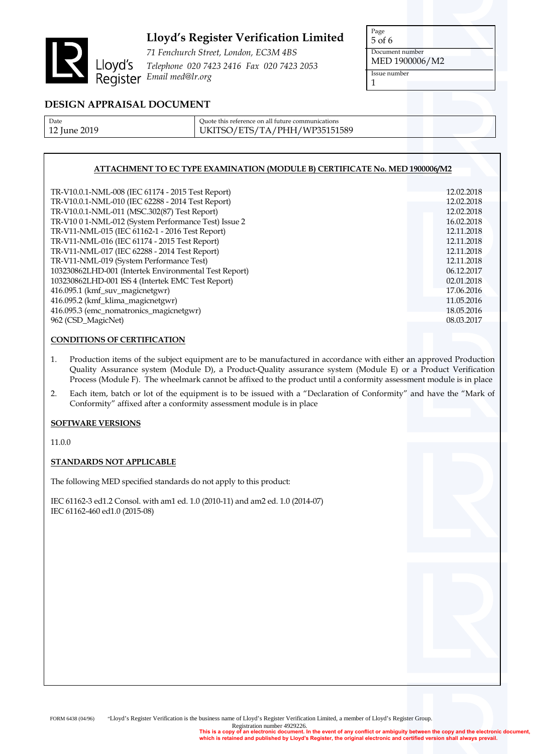**Lloyd's Register Verification Limited**

*71 Fenchurch Street, London, EC3M 4BS*
*Telephone 020 7423 2416 Fax 020 7423 2053*
*Email med@lr.org*

| Document number | Issue number |
|---|---|
| MED 1900006/M2 | 1 |

## DESIGN APPRAISAL DOCUMENT

| Date | Quote this reference on all future communications |
|---|---|
| 12 June 2019 | UKITSO/ETS/TA/PHH/WP35151589 |

**ATTACHMENT TO EC TYPE EXAMINATION (MODULE B) CERTIFICATE No. MED 1900006/M2**

| | |
|---|---|
| TR-V10.0.1-NML-008 (IEC 61174 - 2015 Test Report) | 12.02.2018 |
| TR-V10.0.1-NML-010 (IEC 62288 - 2014 Test Report) | 12.02.2018 |
| TR-V10.0.1-NML-011 (MSC.302(87) Test Report) | 12.02.2018 |
| TR-V10 0 1-NML-012 (System Performance Test) Issue 2 | 16.02.2018 |
| TR-V11-NML-015 (IEC 61162-1 - 2016 Test Report) | 12.11.2018 |
| TR-V11-NML-016 (IEC 61174 - 2015 Test Report) | 12.11.2018 |
| TR-V11-NML-017 (IEC 62288 - 2014 Test Report) | 12.11.2018 |
| TR-V11-NML-019 (System Performance Test) | 12.11.2018 |
| 103230862LHD-001 (Intertek Environmental Test Report) | 06.12.2017 |
| 103230862LHD-001 ISS 4 (Intertek EMC Test Report) | 02.01.2018 |
| 416.095.1 (kmf_suv_magicnetgwr) | 17.06.2016 |
| 416.095.2 (kmf_klima_magicnetgwr) | 11.05.2016 |
| 416.095.3 (emc_nomatronics_magicnetgwr) | 18.05.2016 |
| 962 (CSD_MagicNet) | 08.03.2017 |

**CONDITIONS OF CERTIFICATION**

1. Production items of the subject equipment are to be manufactured in accordance with either an approved Production Quality Assurance system (Module D), a Product-Quality assurance system (Module E) or a Product Verification Process (Module F). The wheelmark cannot be affixed to the product until a conformity assessment module is in place
2. Each item, batch or lot of the equipment is to be issued with a "Declaration of Conformity" and have the "Mark of Conformity" affixed after a conformity assessment module is in place

**SOFTWARE VERSIONS**

11.0.0

**STANDARDS NOT APPLICABLE**

The following MED specified standards do not apply to this product:

IEC 61162-3 ed1.2 Consol. with am1 ed. 1.0 (2010-11) and am2 ed. 1.0 (2014-07)
IEC 61162-460 ed1.0 (2015-08)

FORM 6438 (04/96) "Lloyd's Register Verification is the business name of Lloyd's Register Verification Limited, a member of Lloyd's Register Group. Registration number 4929226.

**This is a copy of an electronic document. In the event of any conflict or ambiguity between the copy and the electronic document, which is retained and published by Lloyd's Register, the original electronic and certified version shall always prevail.**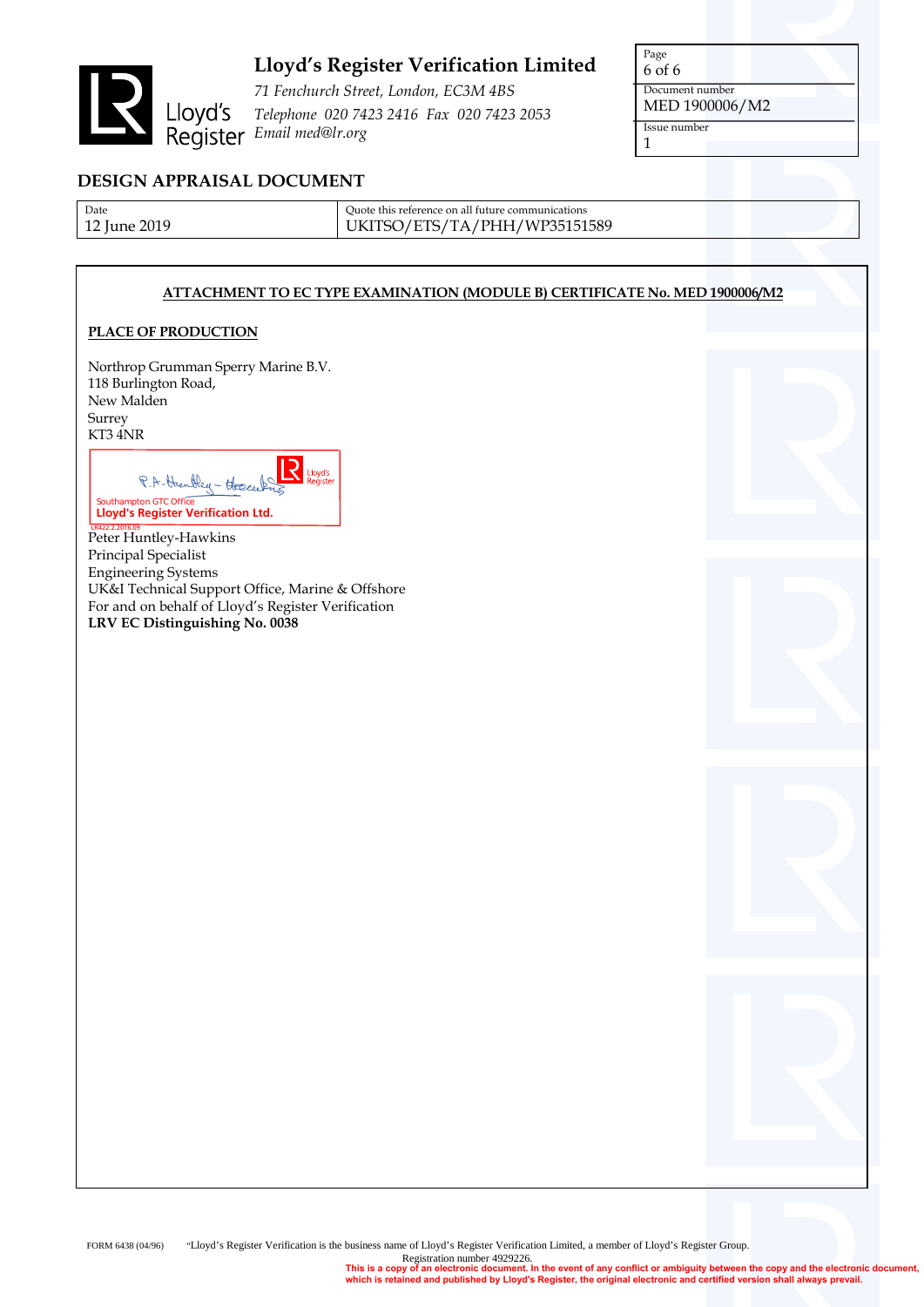# Lloyd's Register Verification Limited

*71 Fenchurch Street, London, EC3M 4BS*
*Telephone 020 7423 2416 Fax 020 7423 2053*
*Email med@lr.org*

| | |
|---|---|
| Document number | MED 1900006/M2 |
| Issue number | 1 |

## DESIGN APPRAISAL DOCUMENT

| Date | Quote this reference on all future communications |
|---|---|
| 12 June 2019 | UKITSO/ETS/TA/PHH/WP35151589 |

**ATTACHMENT TO EC TYPE EXAMINATION (MODULE B) CERTIFICATE No. MED 1900006/M2**

**PLACE OF PRODUCTION**

Northrop Grumman Sperry Marine B.V.
118 Burlington Road,
New Malden
Surrey
KT3 4NR

Southampton GTC Office
Lloyd's Register Verification Ltd.
LR422.2.2016.09

Peter Huntley-Hawkins
Principal Specialist
Engineering Systems
UK&I Technical Support Office, Marine & Offshore
For and on behalf of Lloyd's Register Verification
**LRV EC Distinguishing No. 0038**

FORM 6438 (04/96) "Lloyd's Register Verification is the business name of Lloyd's Register Verification Limited, a member of Lloyd's Register Group. Registration number 4929226.

**This is a copy of an electronic document. In the event of any conflict or ambiguity between the copy and the electronic document, which is retained and published by Lloyd's Register, the original electronic and certified version shall always prevail.**